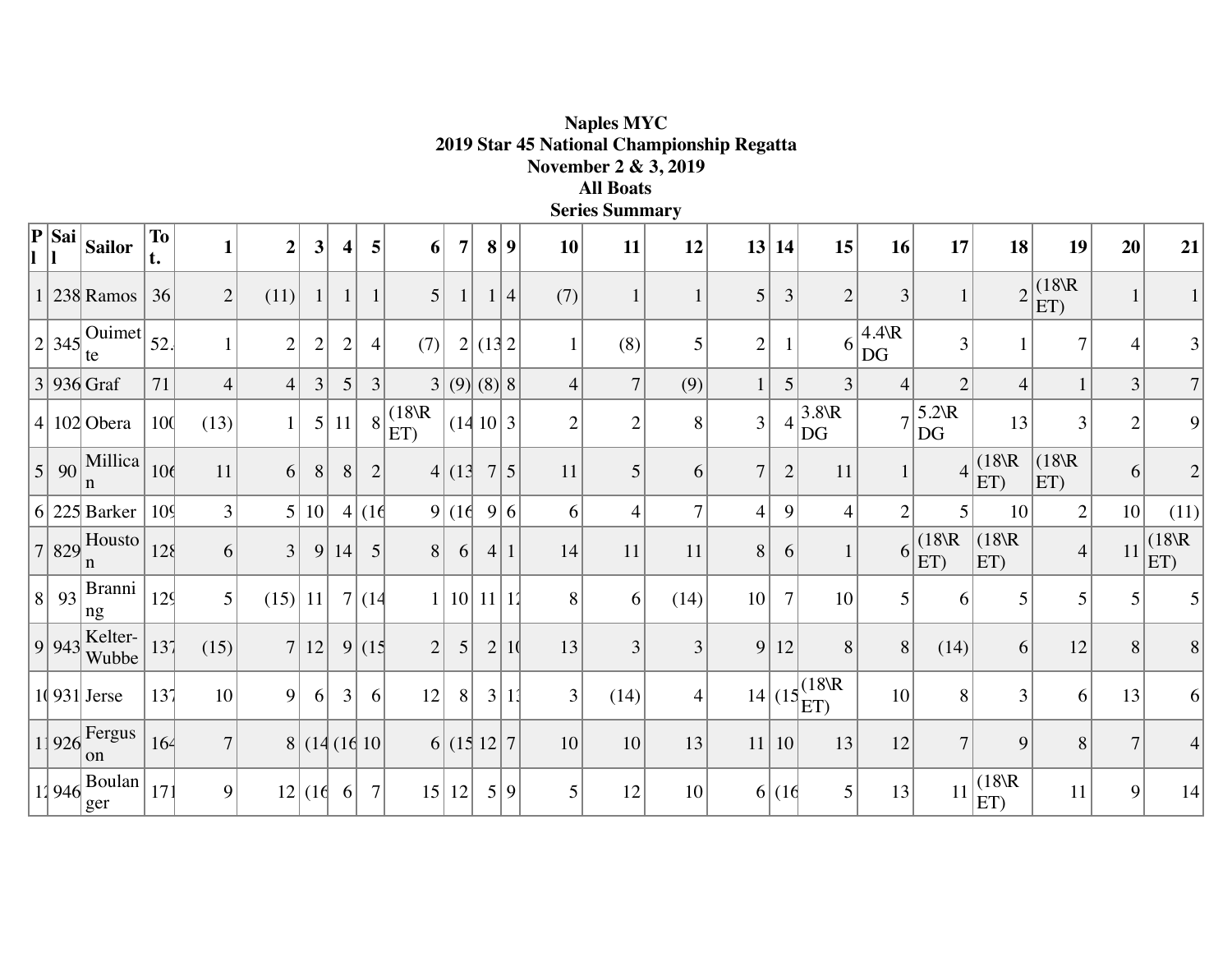**Naples MYC**
**2019 Star 45 National Championship Regatta**
**November 2 & 3, 2019**
**All Boats**
**Series Summary**

| Pl | Sail | Sailor | Tot. | 1 | 2 | 3 | 4 | 5 | 6 | 7 | 8 | 9 | 10 | 11 | 12 | 13 | 14 | 15 | 16 | 17 | 18 | 19 | 20 | 21 |
|---|---|---|---|---|---|---|---|---|---|---|---|---|---|---|---|---|---|---|---|---|---|---|---|---|
| 1 | 238 | Ramos | 36 | 2 | (11) | 1 | 1 | 1 | 5 | 1 | 1 | 4 | (7) | 1 | 1 | 5 | 3 | 2 | 3 | 1 | 2 | (18\RET) | 1 | 1 |
| 2 | 345 | Ouimette | 52. | 1 | 2 | 2 | 2 | 4 | (7) | 2 | (13 | 2 | 1 | (8) | 5 | 2 | 1 | 6 | 4.4\RDG | 3 | 1 | 7 | 4 | 3 |
| 3 | 936 | Graf | 71 | 4 | 4 | 3 | 5 | 3 | 3 | (9) | (8) | 8 | 4 | 7 | (9) | 1 | 5 | 3 | 4 | 2 | 4 | 1 | 3 | 7 |
| 4 | 102 | Obera | 100 | (13) | 1 | 5 | 11 | 8 | (18\RET) | (14 | 10 | 3 | 2 | 2 | 8 | 3 | 4 | 3.8\RDG | 7 | 5.2\RDG | 13 | 3 | 2 | 9 |
| 5 | 90 | Millican | 106 | 11 | 6 | 8 | 8 | 2 | 4 | (13 | 7 | 5 | 11 | 5 | 6 | 7 | 2 | 11 | 1 | 4 | (18\RET) | (18\RET) | 6 | 2 |
| 6 | 225 | Barker | 109 | 3 | 5 | 10 | 4 | (16 | 9 | (16 | 9 | 6 | 6 | 4 | 7 | 4 | 9 | 4 | 2 | 5 | 10 | 2 | 10 | (11) |
| 7 | 829 | Houston | 128 | 6 | 3 | 9 | 14 | 5 | 8 | 6 | 4 | 1 | 14 | 11 | 11 | 8 | 6 | 1 | 6 | (18\RET) | (18\RET) | 4 | 11 | (18\RET) |
| 8 | 93 | Branning | 129 | 5 | (15) | 11 | 7 | (14 | 1 | 10 | 11 | 12 | 8 | 6 | (14) | 10 | 7 | 10 | 5 | 6 | 5 | 5 | 5 | 5 |
| 9 | 943 | Kelter-Wubbe | 137 | (15) | 7 | 12 | 9 | (15 | 2 | 5 | 2 | 10 | 13 | 3 | 3 | 9 | 12 | 8 | 8 | (14) | 6 | 12 | 8 | 8 |
| 10 | 931 | Jerse | 137 | 10 | 9 | 6 | 3 | 6 | 12 | 8 | 3 | 13 | 3 | (14) | 4 | 14 | (15 | (18\RET) | 10 | 8 | 3 | 6 | 13 | 6 |
| 11 | 926 | Ferguson | 164 | 7 | 8 | (14 | (16 | 10 | 6 | (15 | 12 | 7 | 10 | 10 | 13 | 11 | 10 | 13 | 12 | 7 | 9 | 8 | 7 | 4 |
| 12 | 946 | Boulanger | 171 | 9 | 12 | (16 | 6 | 7 | 15 | 12 | 5 | 9 | 5 | 12 | 10 | 6 | (16 | 5 | 13 | 11 | (18\RET) | 11 | 9 | 14 |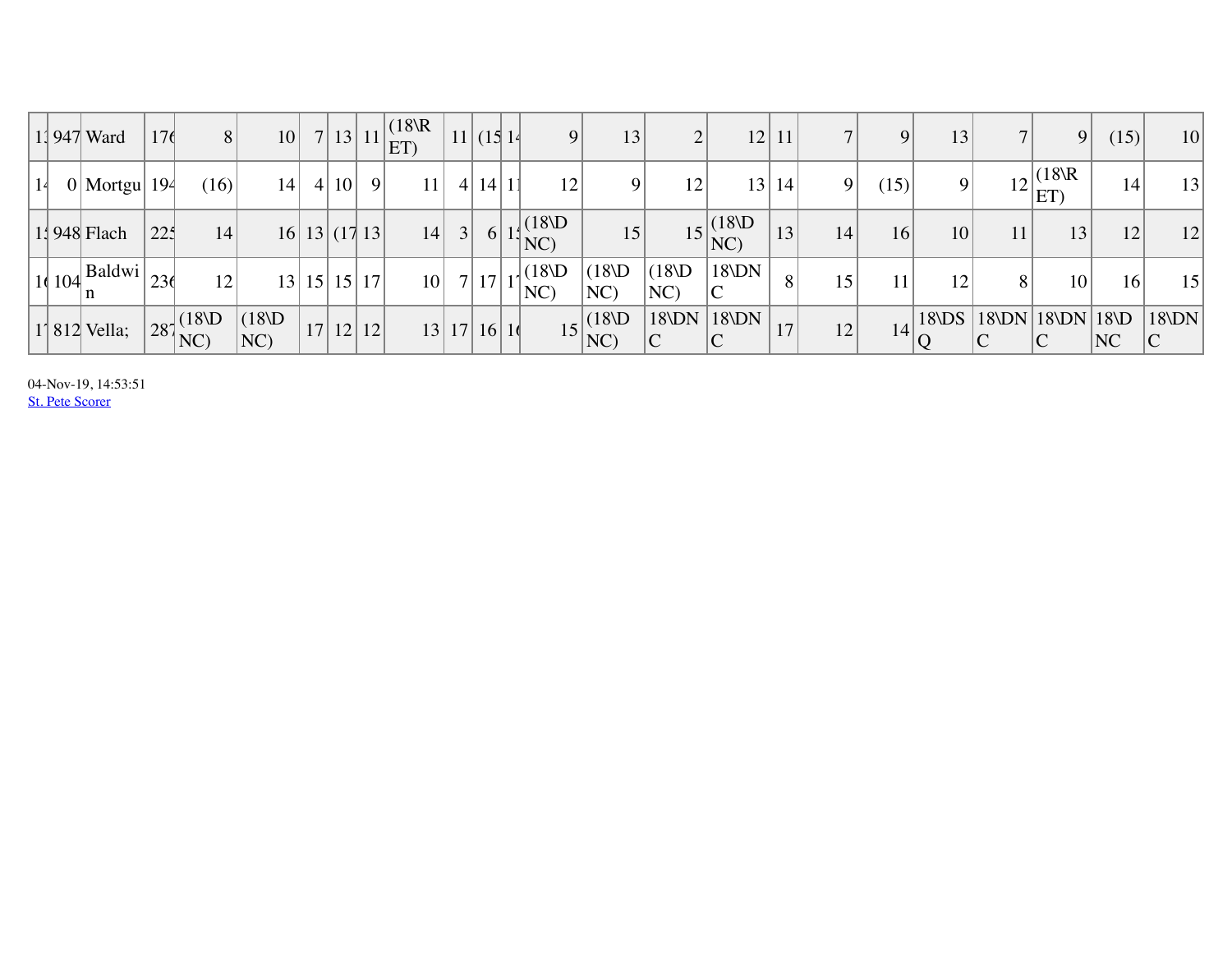| | | | | | | | | | | | | | | | | | | | | | | | | | | | |
|---|---|---|---|---|---|---|---|---|---|---|---|---|---|---|---|---|---|---|---|---|---|---|---|---|---|---|---|
| 1 | 947 | Ward | 176 | 8 | 10 | 7 | 13 | 11 | (18\RET) | 11 | (15 | 14 | 9 | 13 | 2 | 12 | 11 | 7 | 9 | 13 | 7 | 9 | (15) | 10 |
| 14 | 0 | Mortgu | 194 | (16) | 14 | 4 | 10 | 9 | 11 | 4 | 14 | 11 | 12 | 9 | 12 | 13 | 14 | 9 | (15) | 9 | 12 | (18\RET) | 14 | 13 |
| 1 | 948 | Flach | 225 | 14 | 16 | 13 | (17 | 13 | 14 | 3 | 6 | 1 | (18\DNC) | 15 | 15 | (18\DNC) | 13 | 14 | 16 | 10 | 11 | 13 | 12 | 12 |
| 1 | 104 | Baldwin | 236 | 12 | 13 | 15 | 15 | 17 | 10 | 7 | 17 | 1 | (18\DNC) | (18\DNC) | (18\DNC) | 18\DNC | 8 | 15 | 11 | 12 | 8 | 10 | 16 | 15 |
| 1 | 812 | Vella; | 287 | (18\DNC) | (18\DNC) | 17 | 12 | 12 | 13 | 17 | 16 | 1 | 15 | (18\DNC) | 18\DNC | 18\DNC | 17 | 12 | 14 | 18\DSQ | 18\DNC | 18\DNC | 18\DNC | 18\DNC |

04-Nov-19, 14:53:51
St. Pete Scorer